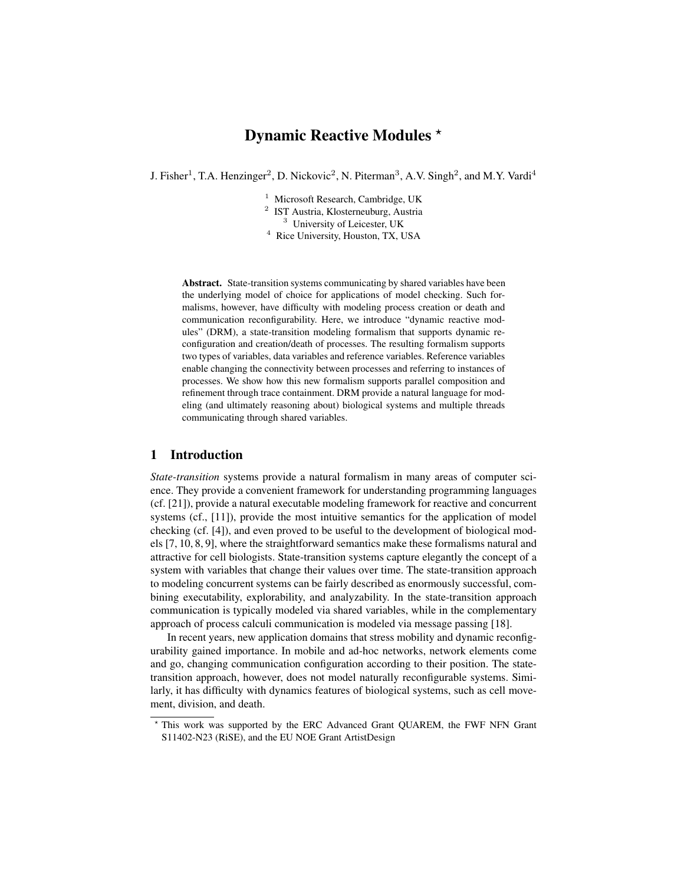# Dynamic Reactive Modules *

J. Fisher[1], T.A. Henzinger[2], D. Nickovic[2], N. Piterman[3], A.V. Singh[2], and M.Y. Vardi[4]

[1] Microsoft Research, Cambridge, UK
[2] IST Austria, Klosterneuburg, Austria
[3] University of Leicester, UK
[4] Rice University, Houston, TX, USA

**Abstract.** State-transition systems communicating by shared variables have been the underlying model of choice for applications of model checking. Such formalisms, however, have difficulty with modeling process creation or death and communication reconfigurability. Here, we introduce "dynamic reactive modules" (DRM), a state-transition modeling formalism that supports dynamic reconfiguration and creation/death of processes. The resulting formalism supports two types of variables, data variables and reference variables. Reference variables enable changing the connectivity between processes and referring to instances of processes. We show how this new formalism supports parallel composition and refinement through trace containment. DRM provide a natural language for modeling (and ultimately reasoning about) biological systems and multiple threads communicating through shared variables.

## 1 Introduction

*State-transition* systems provide a natural formalism in many areas of computer science. They provide a convenient framework for understanding programming languages (cf. [21]), provide a natural executable modeling framework for reactive and concurrent systems (cf., [11]), provide the most intuitive semantics for the application of model checking (cf. [4]), and even proved to be useful to the development of biological models [7, 10, 8, 9], where the straightforward semantics make these formalisms natural and attractive for cell biologists. State-transition systems capture elegantly the concept of a system with variables that change their values over time. The state-transition approach to modeling concurrent systems can be fairly described as enormously successful, combining executability, explorability, and analyzability. In the state-transition approach communication is typically modeled via shared variables, while in the complementary approach of process calculi communication is modeled via message passing [18].

In recent years, new application domains that stress mobility and dynamic reconfigurability gained importance. In mobile and ad-hoc networks, network elements come and go, changing communication configuration according to their position. The state-transition approach, however, does not model naturally reconfigurable systems. Similarly, it has difficulty with dynamics features of biological systems, such as cell movement, division, and death.

* This work was supported by the ERC Advanced Grant QUAREM, the FWF NFN Grant S11402-N23 (RiSE), and the EU NOE Grant ArtistDesign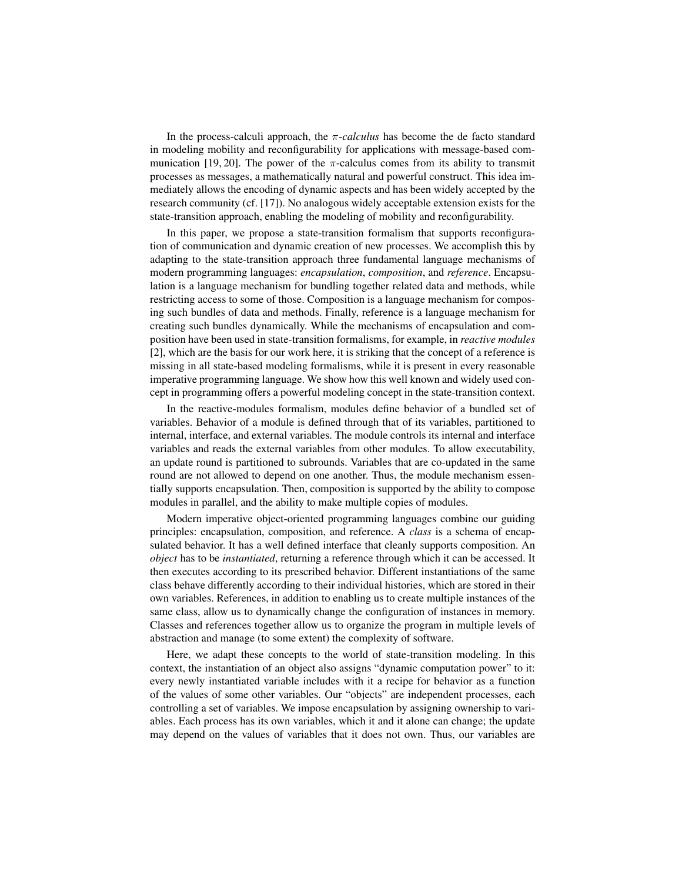In the process-calculi approach, the $\pi$-*calculus* has become the de facto standard in modeling mobility and reconfigurability for applications with message-based communication [19, 20]. The power of the $\pi$-calculus comes from its ability to transmit processes as messages, a mathematically natural and powerful construct. This idea immediately allows the encoding of dynamic aspects and has been widely accepted by the research community (cf. [17]). No analogous widely acceptable extension exists for the state-transition approach, enabling the modeling of mobility and reconfigurability.

In this paper, we propose a state-transition formalism that supports reconfiguration of communication and dynamic creation of new processes. We accomplish this by adapting to the state-transition approach three fundamental language mechanisms of modern programming languages: *encapsulation*, *composition*, and *reference*. Encapsulation is a language mechanism for bundling together related data and methods, while restricting access to some of those. Composition is a language mechanism for composing such bundles of data and methods. Finally, reference is a language mechanism for creating such bundles dynamically. While the mechanisms of encapsulation and composition have been used in state-transition formalisms, for example, in *reactive modules* [2], which are the basis for our work here, it is striking that the concept of a reference is missing in all state-based modeling formalisms, while it is present in every reasonable imperative programming language. We show how this well known and widely used concept in programming offers a powerful modeling concept in the state-transition context.

In the reactive-modules formalism, modules define behavior of a bundled set of variables. Behavior of a module is defined through that of its variables, partitioned to internal, interface, and external variables. The module controls its internal and interface variables and reads the external variables from other modules. To allow executability, an update round is partitioned to subrounds. Variables that are co-updated in the same round are not allowed to depend on one another. Thus, the module mechanism essentially supports encapsulation. Then, composition is supported by the ability to compose modules in parallel, and the ability to make multiple copies of modules.

Modern imperative object-oriented programming languages combine our guiding principles: encapsulation, composition, and reference. A *class* is a schema of encapsulated behavior. It has a well defined interface that cleanly supports composition. An *object* has to be *instantiated*, returning a reference through which it can be accessed. It then executes according to its prescribed behavior. Different instantiations of the same class behave differently according to their individual histories, which are stored in their own variables. References, in addition to enabling us to create multiple instances of the same class, allow us to dynamically change the configuration of instances in memory. Classes and references together allow us to organize the program in multiple levels of abstraction and manage (to some extent) the complexity of software.

Here, we adapt these concepts to the world of state-transition modeling. In this context, the instantiation of an object also assigns "dynamic computation power" to it: every newly instantiated variable includes with it a recipe for behavior as a function of the values of some other variables. Our "objects" are independent processes, each controlling a set of variables. We impose encapsulation by assigning ownership to variables. Each process has its own variables, which it and it alone can change; the update may depend on the values of variables that it does not own. Thus, our variables are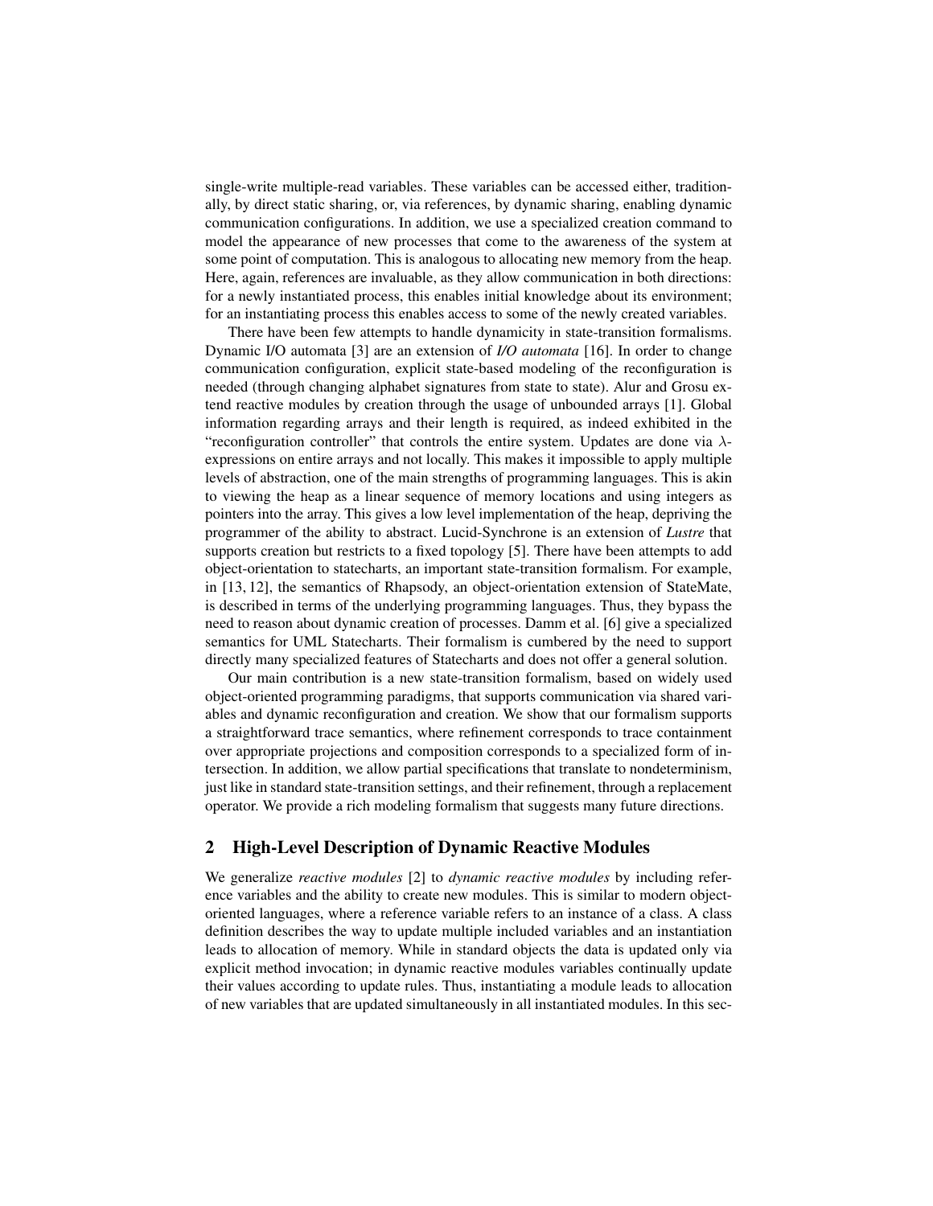single-write multiple-read variables. These variables can be accessed either, traditionally, by direct static sharing, or, via references, by dynamic sharing, enabling dynamic communication configurations. In addition, we use a specialized creation command to model the appearance of new processes that come to the awareness of the system at some point of computation. This is analogous to allocating new memory from the heap. Here, again, references are invaluable, as they allow communication in both directions: for a newly instantiated process, this enables initial knowledge about its environment; for an instantiating process this enables access to some of the newly created variables.

There have been few attempts to handle dynamicity in state-transition formalisms. Dynamic I/O automata [3] are an extension of *I/O automata* [16]. In order to change communication configuration, explicit state-based modeling of the reconfiguration is needed (through changing alphabet signatures from state to state). Alur and Grosu extend reactive modules by creation through the usage of unbounded arrays [1]. Global information regarding arrays and their length is required, as indeed exhibited in the "reconfiguration controller" that controls the entire system. Updates are done via $\lambda$-expressions on entire arrays and not locally. This makes it impossible to apply multiple levels of abstraction, one of the main strengths of programming languages. This is akin to viewing the heap as a linear sequence of memory locations and using integers as pointers into the array. This gives a low level implementation of the heap, depriving the programmer of the ability to abstract. Lucid-Synchrone is an extension of *Lustre* that supports creation but restricts to a fixed topology [5]. There have been attempts to add object-orientation to statecharts, an important state-transition formalism. For example, in [13, 12], the semantics of Rhapsody, an object-orientation extension of StateMate, is described in terms of the underlying programming languages. Thus, they bypass the need to reason about dynamic creation of processes. Damm et al. [6] give a specialized semantics for UML Statecharts. Their formalism is cumbered by the need to support directly many specialized features of Statecharts and does not offer a general solution.

Our main contribution is a new state-transition formalism, based on widely used object-oriented programming paradigms, that supports communication via shared variables and dynamic reconfiguration and creation. We show that our formalism supports a straightforward trace semantics, where refinement corresponds to trace containment over appropriate projections and composition corresponds to a specialized form of intersection. In addition, we allow partial specifications that translate to nondeterminism, just like in standard state-transition settings, and their refinement, through a replacement operator. We provide a rich modeling formalism that suggests many future directions.

## 2 High-Level Description of Dynamic Reactive Modules

We generalize *reactive modules* [2] to *dynamic reactive modules* by including reference variables and the ability to create new modules. This is similar to modern object-oriented languages, where a reference variable refers to an instance of a class. A class definition describes the way to update multiple included variables and an instantiation leads to allocation of memory. While in standard objects the data is updated only via explicit method invocation; in dynamic reactive modules variables continually update their values according to update rules. Thus, instantiating a module leads to allocation of new variables that are updated simultaneously in all instantiated modules. In this sec-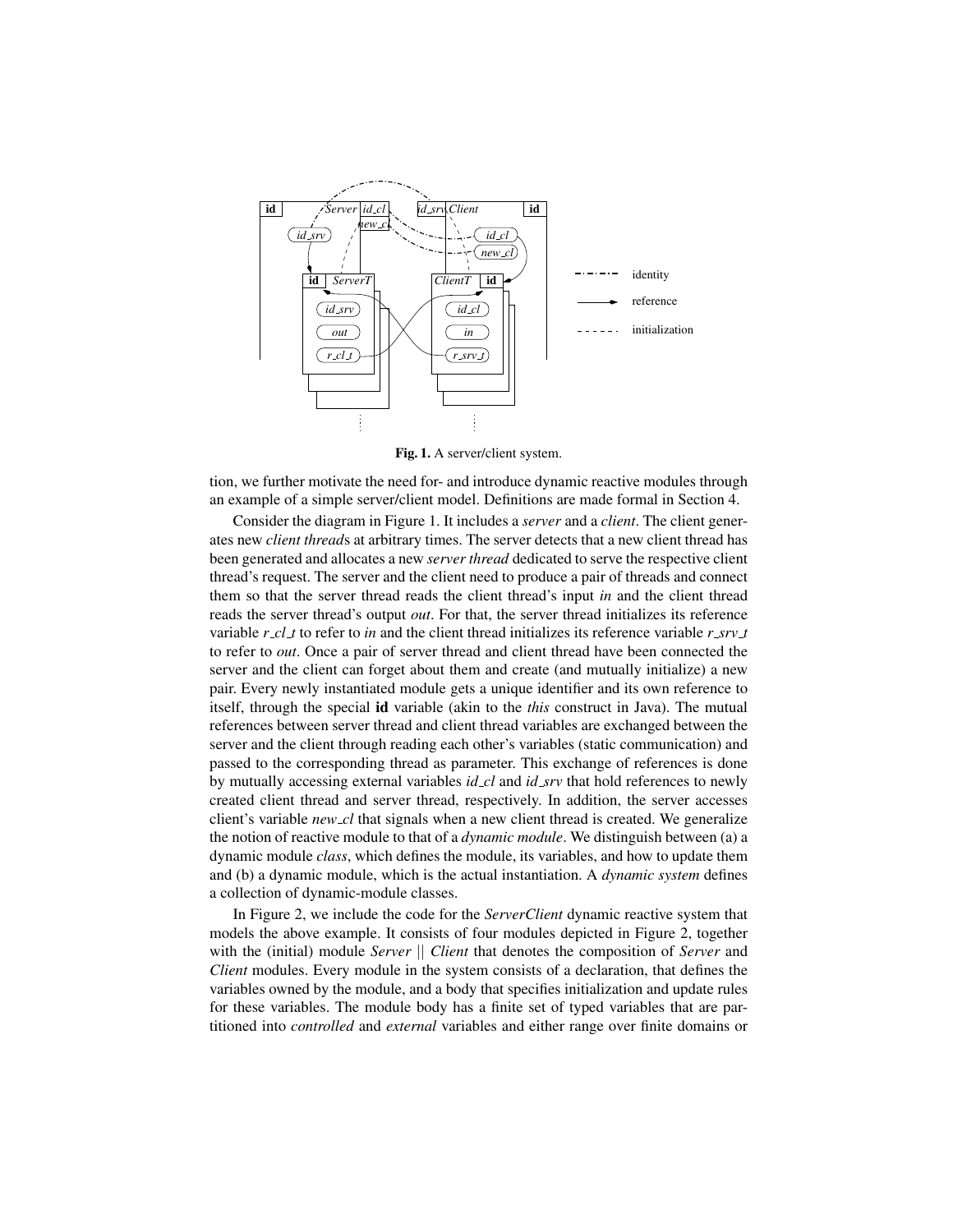**Fig. 1.** A server/client system.

tion, we further motivate the need for- and introduce dynamic reactive modules through an example of a simple server/client model. Definitions are made formal in Section 4.

Consider the diagram in Figure 1. It includes a *server* and a *client*. The client generates new *client thread*s at arbitrary times. The server detects that a new client thread has been generated and allocates a new *server thread* dedicated to serve the respective client thread's request. The server and the client need to produce a pair of threads and connect them so that the server thread reads the client thread's input *in* and the client thread reads the server thread's output *out*. For that, the server thread initializes its reference variable *r_cl_t* to refer to *in* and the client thread initializes its reference variable *r_srv_t* to refer to *out*. Once a pair of server thread and client thread have been connected the server and the client can forget about them and create (and mutually initialize) a new pair. Every newly instantiated module gets a unique identifier and its own reference to itself, through the special **id** variable (akin to the *this* construct in Java). The mutual references between server thread and client thread variables are exchanged between the server and the client through reading each other's variables (static communication) and passed to the corresponding thread as parameter. This exchange of references is done by mutually accessing external variables *id_cl* and *id_srv* that hold references to newly created client thread and server thread, respectively. In addition, the server accesses client's variable *new_cl* that signals when a new client thread is created. We generalize the notion of reactive module to that of a *dynamic module*. We distinguish between (a) a dynamic module *class*, which defines the module, its variables, and how to update them and (b) a dynamic module, which is the actual instantiation. A *dynamic system* defines a collection of dynamic-module classes.

In Figure 2, we include the code for the *ServerClient* dynamic reactive system that models the above example. It consists of four modules depicted in Figure 2, together with the (initial) module *Server* || *Client* that denotes the composition of *Server* and *Client* modules. Every module in the system consists of a declaration, that defines the variables owned by the module, and a body that specifies initialization and update rules for these variables. The module body has a finite set of typed variables that are partitioned into *controlled* and *external* variables and either range over finite domains or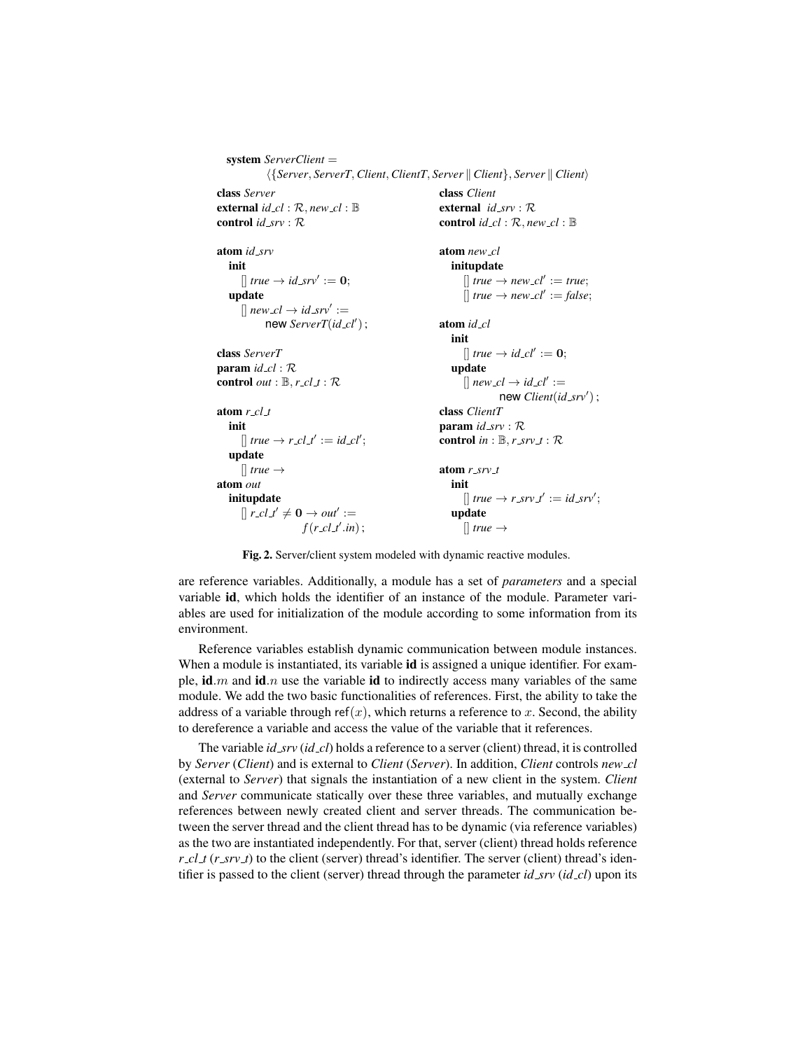```
system ServerClient =
    ⟨{Server, ServerT, Client, ClientT, Server ∥ Client}, Server ∥ Client⟩

class Server                                  class Client
external id_cl : R, new_cl : B                external id_srv : R
control id_srv : R                            control id_cl : R, new_cl : B

atom id_srv                                   atom new_cl
  init                                          initupdate
    [] true → id_srv' := 0;                       [] true → new_cl' := true;
  update                                          [] true → new_cl' := false;
    [] new_cl → id_srv' :=
         new ServerT(id_cl');                 atom id_cl
                                                init
class ServerT                                     [] true → id_cl' := 0;
param id_cl : R                                 update
control out : B, r_cl_t : R                       [] new_cl → id_cl' :=
                                                       new Client(id_srv');
atom r_cl_t                                   class ClientT
  init                                        param id_srv : R
    [] true → r_cl_t' := id_cl';              control in : B, r_srv_t : R
  update
    [] true →                                 atom r_srv_t
atom out                                        init
  initupdate                                      [] true → r_srv_t' := id_srv';
    [] r_cl_t' ≠ 0 → out' :=                    update
              f(r_cl_t'.in);                      [] true →
```

**Fig. 2.** Server/client system modeled with dynamic reactive modules.

are reference variables. Additionally, a module has a set of *parameters* and a special variable **id**, which holds the identifier of an instance of the module. Parameter variables are used for initialization of the module according to some information from its environment.

Reference variables establish dynamic communication between module instances. When a module is instantiated, its variable **id** is assigned a unique identifier. For example, $\mathbf{id}.m$ and $\mathbf{id}.n$ use the variable **id** to indirectly access many variables of the same module. We add the two basic functionalities of references. First, the ability to take the address of a variable through $\mathsf{ref}(x)$, which returns a reference to $x$. Second, the ability to dereference a variable and access the value of the variable that it references.

The variable *id_srv* (*id_cl*) holds a reference to a server (client) thread, it is controlled by *Server* (*Client*) and is external to *Client* (*Server*). In addition, *Client* controls *new_cl* (external to *Server*) that signals the instantiation of a new client in the system. *Client* and *Server* communicate statically over these three variables, and mutually exchange references between newly created client and server threads. The communication between the server thread and the client thread has to be dynamic (via reference variables) as the two are instantiated independently. For that, server (client) thread holds reference *r_cl_t* (*r_srv_t*) to the client (server) thread's identifier. The server (client) thread's identifier is passed to the client (server) thread through the parameter *id_srv* (*id_cl*) upon its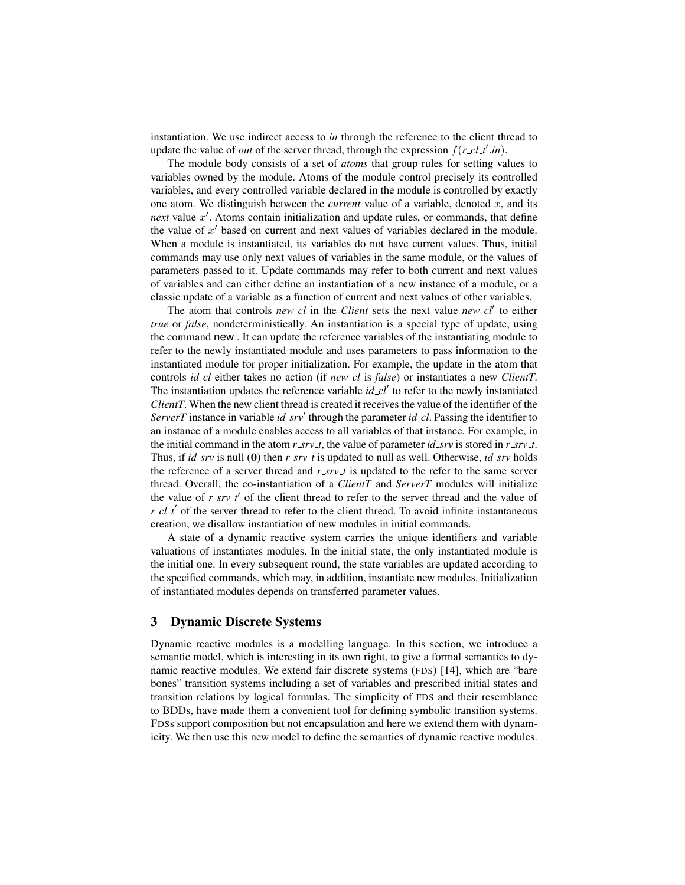instantiation. We use indirect access to *in* through the reference to the client thread to update the value of *out* of the server thread, through the expression $f(r\_cl\_t'.in)$.

The module body consists of a set of *atoms* that group rules for setting values to variables owned by the module. Atoms of the module control precisely its controlled variables, and every controlled variable declared in the module is controlled by exactly one atom. We distinguish between the *current* value of a variable, denoted $x$, and its *next* value $x'$. Atoms contain initialization and update rules, or commands, that define the value of $x'$ based on current and next values of variables declared in the module. When a module is instantiated, its variables do not have current values. Thus, initial commands may use only next values of variables in the same module, or the values of parameters passed to it. Update commands may refer to both current and next values of variables and can either define an instantiation of a new instance of a module, or a classic update of a variable as a function of current and next values of other variables.

The atom that controls *new_cl* in the *Client* sets the next value *new_cl*$'$ to either *true* or *false*, nondeterministically. An instantiation is a special type of update, using the command new . It can update the reference variables of the instantiating module to refer to the newly instantiated module and uses parameters to pass information to the instantiated module for proper initialization. For example, the update in the atom that controls *id_cl* either takes no action (if *new_cl* is *false*) or instantiates a new *ClientT*. The instantiation updates the reference variable *id_cl*$'$ to refer to the newly instantiated *ClientT*. When the new client thread is created it receives the value of the identifier of the *ServerT* instance in variable *id_srv*$'$ through the parameter *id_cl*. Passing the identifier to an instance of a module enables access to all variables of that instance. For example, in the initial command in the atom *r_srv_t*, the value of parameter *id_srv* is stored in *r_srv_t*. Thus, if *id_srv* is null (**0**) then *r_srv_t* is updated to null as well. Otherwise, *id_srv* holds the reference of a server thread and *r_srv_t* is updated to the refer to the same server thread. Overall, the co-instantiation of a *ClientT* and *ServerT* modules will initialize the value of *r_srv_t*$'$ of the client thread to refer to the server thread and the value of *r_cl_t*$'$ of the server thread to refer to the client thread. To avoid infinite instantaneous creation, we disallow instantiation of new modules in initial commands.

A state of a dynamic reactive system carries the unique identifiers and variable valuations of instantiates modules. In the initial state, the only instantiated module is the initial one. In every subsequent round, the state variables are updated according to the specified commands, which may, in addition, instantiate new modules. Initialization of instantiated modules depends on transferred parameter values.

## 3 Dynamic Discrete Systems

Dynamic reactive modules is a modelling language. In this section, we introduce a semantic model, which is interesting in its own right, to give a formal semantics to dynamic reactive modules. We extend fair discrete systems (FDS) [14], which are "bare bones" transition systems including a set of variables and prescribed initial states and transition relations by logical formulas. The simplicity of FDS and their resemblance to BDDs, have made them a convenient tool for defining symbolic transition systems. FDSs support composition but not encapsulation and here we extend them with dynamicity. We then use this new model to define the semantics of dynamic reactive modules.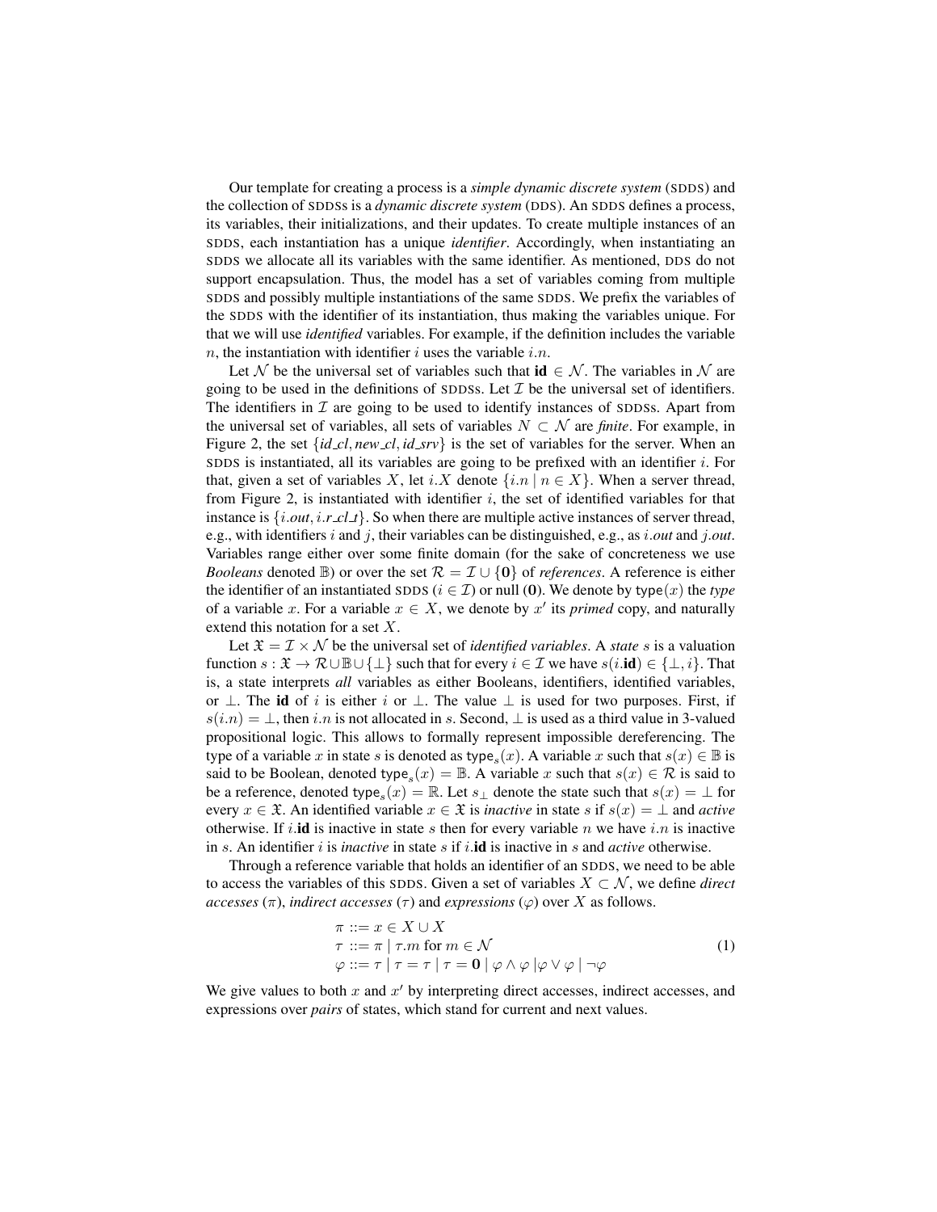Our template for creating a process is a *simple dynamic discrete system* (SDDS) and the collection of SDDSs is a *dynamic discrete system* (DDS). An SDDS defines a process, its variables, their initializations, and their updates. To create multiple instances of an SDDS, each instantiation has a unique *identifier*. Accordingly, when instantiating an SDDS we allocate all its variables with the same identifier. As mentioned, DDS do not support encapsulation. Thus, the model has a set of variables coming from multiple SDDS and possibly multiple instantiations of the same SDDS. We prefix the variables of the SDDS with the identifier of its instantiation, thus making the variables unique. For that we will use *identified* variables. For example, if the definition includes the variable $n$, the instantiation with identifier $i$ uses the variable $i.n$.

Let $\mathcal{N}$ be the universal set of variables such that $\mathbf{id} \in \mathcal{N}$. The variables in $\mathcal{N}$ are going to be used in the definitions of SDDSs. Let $\mathcal{I}$ be the universal set of identifiers. The identifiers in $\mathcal{I}$ are going to be used to identify instances of SDDSs. Apart from the universal set of variables, all sets of variables $N \subset \mathcal{N}$ are *finite*. For example, in Figure 2, the set $\{\mathit{id\_cl}, \mathit{new\_cl}, \mathit{id\_srv}\}$ is the set of variables for the server. When an SDDS is instantiated, all its variables are going to be prefixed with an identifier $i$. For that, given a set of variables $X$, let $i.X$ denote $\{i.n \mid n \in X\}$. When a server thread, from Figure 2, is instantiated with identifier $i$, the set of identified variables for that instance is $\{i.\mathit{out}, i.\mathit{r\_cl\_t}\}$. So when there are multiple active instances of server thread, e.g., with identifiers $i$ and $j$, their variables can be distinguished, e.g., as $i.\mathit{out}$ and $j.\mathit{out}$. Variables range either over some finite domain (for the sake of concreteness we use *Booleans* denoted $\mathbb{B}$) or over the set $\mathcal{R} = \mathcal{I} \cup \{\mathbf{0}\}$ of *references*. A reference is either the identifier of an instantiated SDDS ($i \in \mathcal{I}$) or null ($\mathbf{0}$). We denote by $\mathsf{type}(x)$ the *type* of a variable $x$. For a variable $x \in X$, we denote by $x'$ its *primed* copy, and naturally extend this notation for a set $X$.

Let $\mathfrak{X} = \mathcal{I} \times \mathcal{N}$ be the universal set of *identified variables*. A *state* $s$ is a valuation function $s : \mathfrak{X} \to \mathcal{R} \cup \mathbb{B} \cup \{\bot\}$ such that for every $i \in \mathcal{I}$ we have $s(i.\mathbf{id}) \in \{\bot, i\}$. That is, a state interprets *all* variables as either Booleans, identifiers, identified variables, or $\bot$. The $\mathbf{id}$ of $i$ is either $i$ or $\bot$. The value $\bot$ is used for two purposes. First, if $s(i.n) = \bot$, then $i.n$ is not allocated in $s$. Second, $\bot$ is used as a third value in 3-valued propositional logic. This allows to formally represent impossible dereferencing. The type of a variable $x$ in state $s$ is denoted as $\mathsf{type}_s(x)$. A variable $x$ such that $s(x) \in \mathbb{B}$ is said to be Boolean, denoted $\mathsf{type}_s(x) = \mathbb{B}$. A variable $x$ such that $s(x) \in \mathcal{R}$ is said to be a reference, denoted $\mathsf{type}_s(x) = \mathbb{R}$. Let $s_\bot$ denote the state such that $s(x) = \bot$ for every $x \in \mathfrak{X}$. An identified variable $x \in \mathfrak{X}$ is *inactive* in state $s$ if $s(x) = \bot$ and *active* otherwise. If $i.\mathbf{id}$ is inactive in state $s$ then for every variable $n$ we have $i.n$ is inactive in $s$. An identifier $i$ is *inactive* in state $s$ if $i.\mathbf{id}$ is inactive in $s$ and *active* otherwise.

Through a reference variable that holds an identifier of an SDDS, we need to be able to access the variables of this SDDS. Given a set of variables $X \subset \mathcal{N}$, we define *direct accesses* ($\pi$), *indirect accesses* ($\tau$) and *expressions* ($\varphi$) over $X$ as follows.

$$
\begin{aligned}
\pi &::= x \in X \cup X \\
\tau &::= \pi \mid \tau.m \text{ for } m \in \mathcal{N} \\
\varphi &::= \tau \mid \tau = \tau \mid \tau = \mathbf{0} \mid \varphi \wedge \varphi \mid \varphi \vee \varphi \mid \neg\varphi
\end{aligned}
\tag{1}
$$

We give values to both $x$ and $x'$ by interpreting direct accesses, indirect accesses, and expressions over *pairs* of states, which stand for current and next values.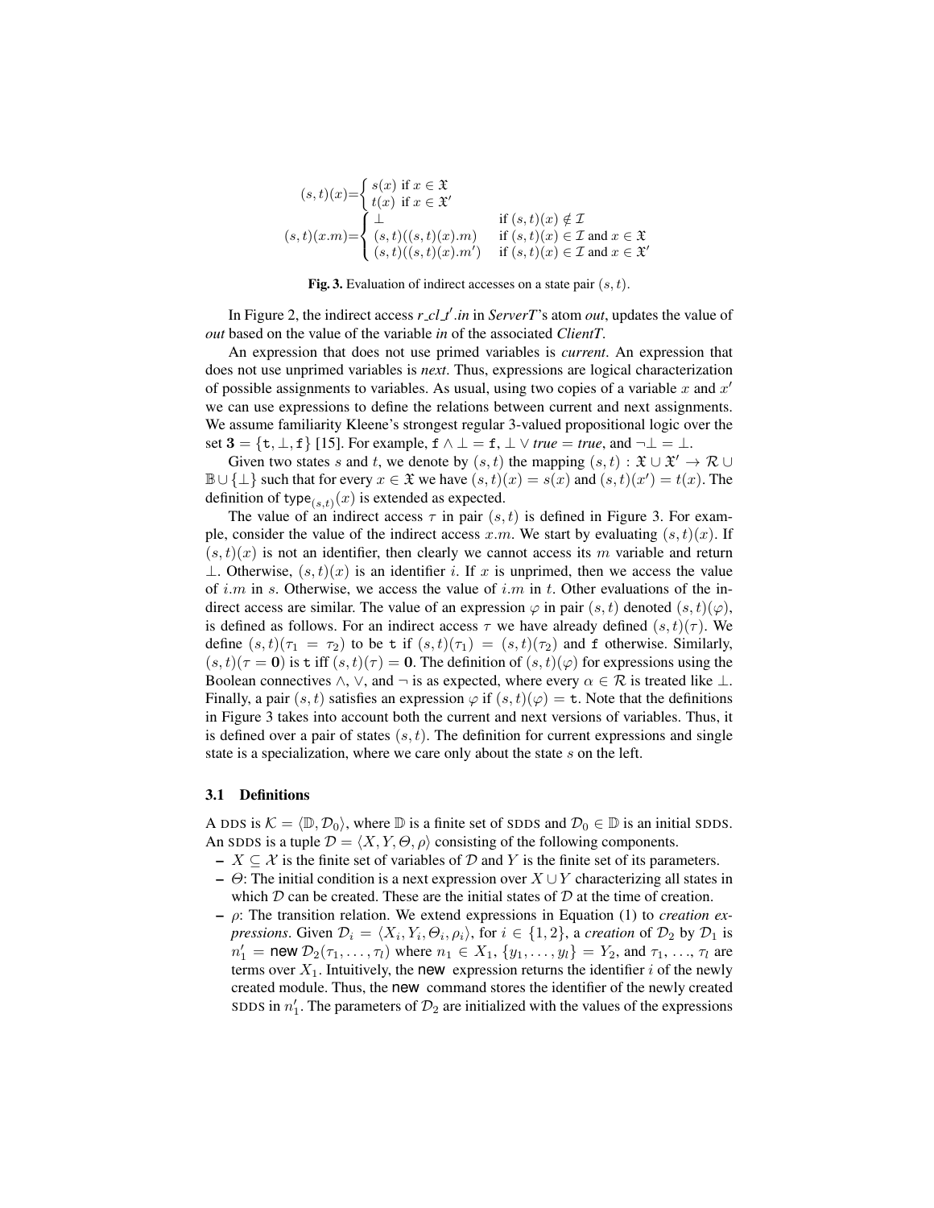$$
(s,t)(x) = \begin{cases} s(x) \text{ if } x \in \mathfrak{X} \\ t(x) \text{ if } x \in \mathfrak{X}' \end{cases}
$$

$$
(s,t)(x.m) = \begin{cases} \bot & \text{if } (s,t)(x) \notin \mathcal{I} \\ (s,t)((s,t)(x).m) & \text{if } (s,t)(x) \in \mathcal{I} \text{ and } x \in \mathfrak{X} \\ (s,t)((s,t)(x).m') & \text{if } (s,t)(x) \in \mathcal{I} \text{ and } x \in \mathfrak{X}' \end{cases}
$$

**Fig. 3.** Evaluation of indirect accesses on a state pair $(s,t)$.

In Figure 2, the indirect access *r_cl_t'.in* in *ServerT*'s atom *out*, updates the value of *out* based on the value of the variable *in* of the associated *ClientT*.

An expression that does not use primed variables is *current*. An expression that does not use unprimed variables is *next*. Thus, expressions are logical characterization of possible assignments to variables. As usual, using two copies of a variable $x$ and $x'$ we can use expressions to define the relations between current and next assignments. We assume familiarity Kleene's strongest regular 3-valued propositional logic over the set $\mathbf{3} = \{\mathtt{t}, \bot, \mathtt{f}\}$ [15]. For example, $\mathtt{f} \wedge \bot = \mathtt{f}$, $\bot \vee \mathit{true} = \mathit{true}$, and $\neg\bot = \bot$.

Given two states $s$ and $t$, we denote by $(s,t)$ the mapping $(s,t) : \mathfrak{X} \cup \mathfrak{X}' \to \mathcal{R} \cup \mathbb{B} \cup \{\bot\}$ such that for every $x \in \mathfrak{X}$ we have $(s,t)(x) = s(x)$ and $(s,t)(x') = t(x)$. The definition of $\mathsf{type}_{(s,t)}(x)$ is extended as expected.

The value of an indirect access $\tau$ in pair $(s,t)$ is defined in Figure 3. For example, consider the value of the indirect access $x.m$. We start by evaluating $(s,t)(x)$. If $(s,t)(x)$ is not an identifier, then clearly we cannot access its $m$ variable and return $\bot$. Otherwise, $(s,t)(x)$ is an identifier $i$. If $x$ is unprimed, then we access the value of $i.m$ in $s$. Otherwise, we access the value of $i.m$ in $t$. Other evaluations of the indirect access are similar. The value of an expression $\varphi$ in pair $(s,t)$ denoted $(s,t)(\varphi)$, is defined as follows. For an indirect access $\tau$ we have already defined $(s,t)(\tau)$. We define $(s,t)(\tau_1 = \tau_2)$ to be $\mathtt{t}$ if $(s,t)(\tau_1) = (s,t)(\tau_2)$ and $\mathtt{f}$ otherwise. Similarly, $(s,t)(\tau = \mathbf{0})$ is $\mathtt{t}$ iff $(s,t)(\tau) = \mathbf{0}$. The definition of $(s,t)(\varphi)$ for expressions using the Boolean connectives $\wedge$, $\vee$, and $\neg$ is as expected, where every $\alpha \in \mathcal{R}$ is treated like $\bot$. Finally, a pair $(s,t)$ satisfies an expression $\varphi$ if $(s,t)(\varphi) = \mathtt{t}$. Note that the definitions in Figure 3 takes into account both the current and next versions of variables. Thus, it is defined over a pair of states $(s,t)$. The definition for current expressions and single state is a specialization, where we care only about the state $s$ on the left.

### 3.1 Definitions

A DDS is $\mathcal{K} = \langle \mathbb{D}, \mathcal{D}_0 \rangle$, where $\mathbb{D}$ is a finite set of SDDS and $\mathcal{D}_0 \in \mathbb{D}$ is an initial SDDS. An SDDS is a tuple $\mathcal{D} = \langle X, Y, \Theta, \rho \rangle$ consisting of the following components.

- $X \subseteq \mathcal{X}$ is the finite set of variables of $\mathcal{D}$ and $Y$ is the finite set of its parameters.
- $\Theta$: The initial condition is a next expression over $X \cup Y$ characterizing all states in which $\mathcal{D}$ can be created. These are the initial states of $\mathcal{D}$ at the time of creation.
- $\rho$: The transition relation. We extend expressions in Equation (1) to *creation expressions*. Given $\mathcal{D}_i = \langle X_i, Y_i, \Theta_i, \rho_i \rangle$, for $i \in \{1,2\}$, a *creation* of $\mathcal{D}_2$ by $\mathcal{D}_1$ is $n_1' = \mathsf{new}\ \mathcal{D}_2(\tau_1, \ldots, \tau_l)$ where $n_1 \in X_1$, $\{y_1, \ldots, y_l\} = Y_2$, and $\tau_1, \ldots, \tau_l$ are terms over $X_1$. Intuitively, the $\mathsf{new}$ expression returns the identifier $i$ of the newly created module. Thus, the $\mathsf{new}$ command stores the identifier of the newly created SDDS in $n_1'$. The parameters of $\mathcal{D}_2$ are initialized with the values of the expressions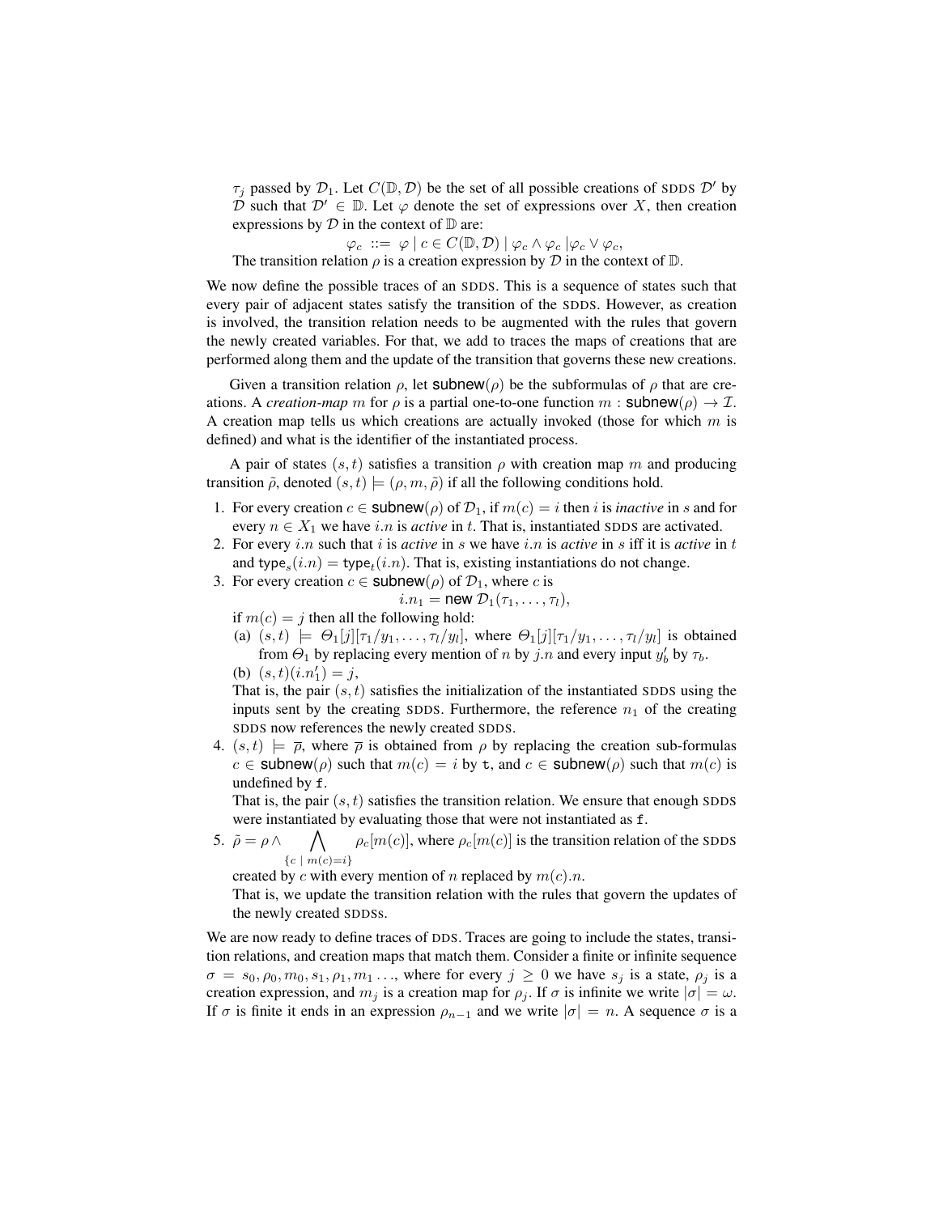$\tau_j$ passed by $\mathcal{D}_1$. Let $C(\mathbb{D}, \mathcal{D})$ be the set of all possible creations of SDDS $\mathcal{D}'$ by $\mathcal{D}$ such that $\mathcal{D}' \in \mathbb{D}$. Let $\varphi$ denote the set of expressions over $X$, then creation expressions by $\mathcal{D}$ in the context of $\mathbb{D}$ are:

$$\varphi_c \ ::= \ \varphi \mid c \in C(\mathbb{D}, \mathcal{D}) \mid \varphi_c \wedge \varphi_c \mid \varphi_c \vee \varphi_c,$$

The transition relation $\rho$ is a creation expression by $\mathcal{D}$ in the context of $\mathbb{D}$.

We now define the possible traces of an SDDS. This is a sequence of states such that every pair of adjacent states satisfy the transition of the SDDS. However, as creation is involved, the transition relation needs to be augmented with the rules that govern the newly created variables. For that, we add to traces the maps of creations that are performed along them and the update of the transition that governs these new creations.

Given a transition relation $\rho$, let $\mathsf{subnew}(\rho)$ be the subformulas of $\rho$ that are creations. A *creation-map* $m$ for $\rho$ is a partial one-to-one function $m : \mathsf{subnew}(\rho) \rightarrow \mathcal{I}$. A creation map tells us which creations are actually invoked (those for which $m$ is defined) and what is the identifier of the instantiated process.

A pair of states $(s, t)$ satisfies a transition $\rho$ with creation map $m$ and producing transition $\tilde{\rho}$, denoted $(s, t) \models (\rho, m, \tilde{\rho})$ if all the following conditions hold.

1. For every creation $c \in \mathsf{subnew}(\rho)$ of $\mathcal{D}_1$, if $m(c) = i$ then $i$ is *inactive* in $s$ and for every $n \in X_1$ we have $i.n$ is *active* in $t$. That is, instantiated SDDS are activated.
2. For every $i.n$ such that $i$ is *active* in $s$ we have $i.n$ is *active* in $s$ iff it is *active* in $t$ and $\mathsf{type}_s(i.n) = \mathsf{type}_t(i.n)$. That is, existing instantiations do not change.
3. For every creation $c \in \mathsf{subnew}(\rho)$ of $\mathcal{D}_1$, where $c$ is
   $$i.n_1 = \mathsf{new}\ \mathcal{D}_1(\tau_1, \ldots, \tau_l),$$
   if $m(c) = j$ then all the following hold:
   (a) $(s, t) \models \Theta_1[j][\tau_1/y_1, \ldots, \tau_l/y_l]$, where $\Theta_1[j][\tau_1/y_1, \ldots, \tau_l/y_l]$ is obtained from $\Theta_1$ by replacing every mention of $n$ by $j.n$ and every input $y_b'$ by $\tau_b$.
   (b) $(s, t)(i.n_1') = j$,
   That is, the pair $(s, t)$ satisfies the initialization of the instantiated SDDS using the inputs sent by the creating SDDS. Furthermore, the reference $n_1$ of the creating SDDS now references the newly created SDDS.
4. $(s, t) \models \overline{\rho}$, where $\overline{\rho}$ is obtained from $\rho$ by replacing the creation sub-formulas $c \in \mathsf{subnew}(\rho)$ such that $m(c) = i$ by `t`, and $c \in \mathsf{subnew}(\rho)$ such that $m(c)$ is undefined by `f`.
   That is, the pair $(s, t)$ satisfies the transition relation. We ensure that enough SDDS were instantiated by evaluating those that were not instantiated as `f`.
5. $\tilde{\rho} = \rho \wedge \bigwedge_{\{c \mid m(c) = i\}} \rho_c[m(c)]$, where $\rho_c[m(c)]$ is the transition relation of the SDDS created by $c$ with every mention of $n$ replaced by $m(c).n$.
   That is, we update the transition relation with the rules that govern the updates of the newly created SDDSs.

We are now ready to define traces of DDS. Traces are going to include the states, transition relations, and creation maps that match them. Consider a finite or infinite sequence $\sigma = s_0, \rho_0, m_0, s_1, \rho_1, m_1 \ldots$, where for every $j \geq 0$ we have $s_j$ is a state, $\rho_j$ is a creation expression, and $m_j$ is a creation map for $\rho_j$. If $\sigma$ is infinite we write $|\sigma| = \omega$. If $\sigma$ is finite it ends in an expression $\rho_{n-1}$ and we write $|\sigma| = n$. A sequence $\sigma$ is a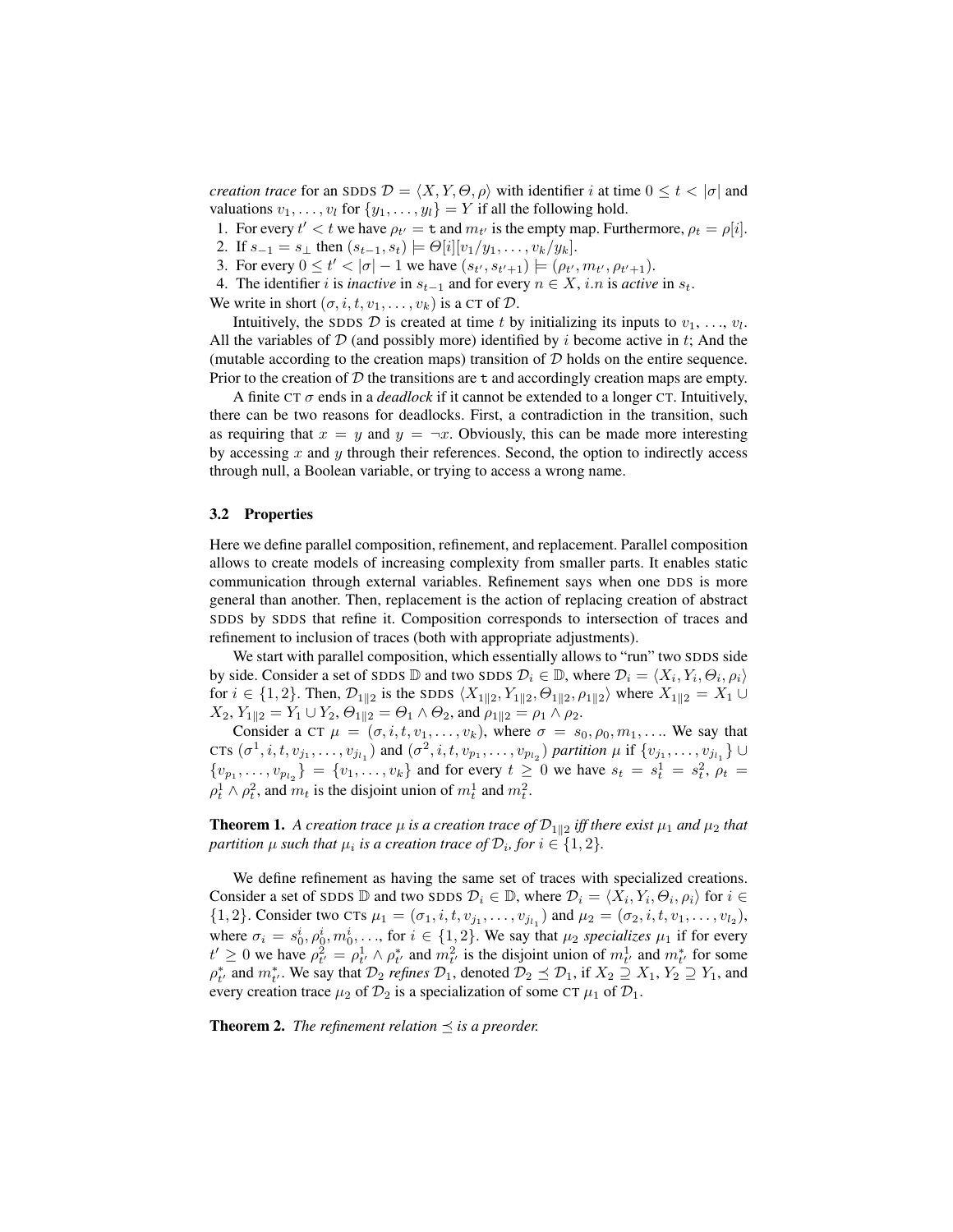*creation trace* for an SDDS $\mathcal{D} = \langle X, Y, \Theta, \rho \rangle$ with identifier $i$ at time $0 \leq t < |\sigma|$ and valuations $v_1, \ldots, v_l$ for $\{y_1, \ldots, y_l\} = Y$ if all the following hold.

1. For every $t' < t$ we have $\rho_{t'} = \mathtt{t}$ and $m_{t'}$ is the empty map. Furthermore, $\rho_t = \rho[i]$.
2. If $s_{-1} = s_\perp$ then $(s_{t-1}, s_t) \models \Theta[i][v_1/y_1, \ldots, v_k/y_k]$.
3. For every $0 \leq t' < |\sigma| - 1$ we have $(s_{t'}, s_{t'+1}) \models (\rho_{t'}, m_{t'}, \rho_{t'+1})$.
4. The identifier $i$ is *inactive* in $s_{t-1}$ and for every $n \in X$, $i.n$ is *active* in $s_t$.

We write in short $(\sigma, i, t, v_1, \ldots, v_k)$ is a CT of $\mathcal{D}$.

Intuitively, the SDDS $\mathcal{D}$ is created at time $t$ by initializing its inputs to $v_1, \ldots, v_l$. All the variables of $\mathcal{D}$ (and possibly more) identified by $i$ become active in $t$; And the (mutable according to the creation maps) transition of $\mathcal{D}$ holds on the entire sequence. Prior to the creation of $\mathcal{D}$ the transitions are $\mathtt{t}$ and accordingly creation maps are empty.

A finite CT $\sigma$ ends in a *deadlock* if it cannot be extended to a longer CT. Intuitively, there can be two reasons for deadlocks. First, a contradiction in the transition, such as requiring that $x = y$ and $y = \neg x$. Obviously, this can be made more interesting by accessing $x$ and $y$ through their references. Second, the option to indirectly access through null, a Boolean variable, or trying to access a wrong name.

### 3.2 Properties

Here we define parallel composition, refinement, and replacement. Parallel composition allows to create models of increasing complexity from smaller parts. It enables static communication through external variables. Refinement says when one DDS is more general than another. Then, replacement is the action of replacing creation of abstract SDDS by SDDS that refine it. Composition corresponds to intersection of traces and refinement to inclusion of traces (both with appropriate adjustments).

We start with parallel composition, which essentially allows to "run" two SDDS side by side. Consider a set of SDDS $\mathbb{D}$ and two SDDS $\mathcal{D}_i \in \mathbb{D}$, where $\mathcal{D}_i = \langle X_i, Y_i, \Theta_i, \rho_i \rangle$ for $i \in \{1, 2\}$. Then, $\mathcal{D}_{1\|2}$ is the SDDS $\langle X_{1\|2}, Y_{1\|2}, \Theta_{1\|2}, \rho_{1\|2} \rangle$ where $X_{1\|2} = X_1 \cup X_2$, $Y_{1\|2} = Y_1 \cup Y_2$, $\Theta_{1\|2} = \Theta_1 \wedge \Theta_2$, and $\rho_{1\|2} = \rho_1 \wedge \rho_2$.

Consider a CT $\mu = (\sigma, i, t, v_1, \ldots, v_k)$, where $\sigma = s_0, \rho_0, m_1, \ldots$. We say that CTs $(\sigma^1, i, t, v_{j_1}, \ldots, v_{j_{l_1}})$ and $(\sigma^2, i, t, v_{p_1}, \ldots, v_{p_{l_2}})$ *partition* $\mu$ if $\{v_{j_1}, \ldots, v_{j_{l_1}}\} \cup \{v_{p_1}, \ldots, v_{p_{l_2}}\} = \{v_1, \ldots, v_k\}$ and for every $t \geq 0$ we have $s_t = s^1_t = s^2_t$, $\rho_t = \rho^1_t \wedge \rho^2_t$, and $m_t$ is the disjoint union of $m^1_t$ and $m^2_t$.

**Theorem 1.** *A creation trace $\mu$ is a creation trace of $\mathcal{D}_{1\|2}$ iff there exist $\mu_1$ and $\mu_2$ that partition $\mu$ such that $\mu_i$ is a creation trace of $\mathcal{D}_i$, for $i \in \{1, 2\}$.*

We define refinement as having the same set of traces with specialized creations. Consider a set of SDDS $\mathbb{D}$ and two SDDS $\mathcal{D}_i \in \mathbb{D}$, where $\mathcal{D}_i = \langle X_i, Y_i, \Theta_i, \rho_i \rangle$ for $i \in \{1, 2\}$. Consider two CTs $\mu_1 = (\sigma_1, i, t, v_{j_1}, \ldots, v_{j_{l_1}})$ and $\mu_2 = (\sigma_2, i, t, v_1, \ldots, v_{l_2})$, where $\sigma_i = s^i_0, \rho^i_0, m^i_0, \ldots$, for $i \in \{1, 2\}$. We say that $\mu_2$ *specializes* $\mu_1$ if for every $t' \geq 0$ we have $\rho^2_{t'} = \rho^1_{t'} \wedge \rho^*_{t'}$ and $m^2_{t'}$ is the disjoint union of $m^1_{t'}$ and $m^*_{t'}$ for some $\rho^*_{t'}$ and $m^*_{t'}$. We say that $\mathcal{D}_2$ *refines* $\mathcal{D}_1$, denoted $\mathcal{D}_2 \preceq \mathcal{D}_1$, if $X_2 \supseteq X_1$, $Y_2 \supseteq Y_1$, and every creation trace $\mu_2$ of $\mathcal{D}_2$ is a specialization of some CT $\mu_1$ of $\mathcal{D}_1$.

**Theorem 2.** *The refinement relation $\preceq$ is a preorder.*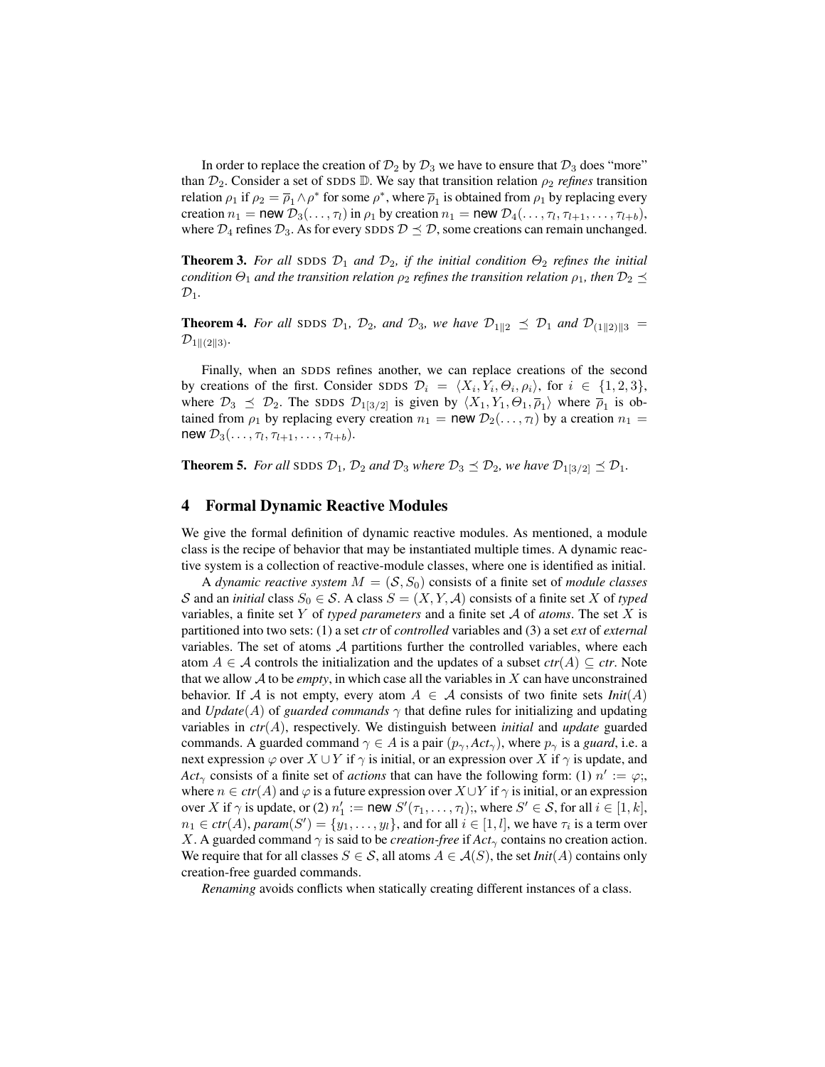In order to replace the creation of $\mathcal{D}_2$ by $\mathcal{D}_3$ we have to ensure that $\mathcal{D}_3$ does "more" than $\mathcal{D}_2$. Consider a set of SDDS $\mathbb{D}$. We say that transition relation $\rho_2$ *refines* transition relation $\rho_1$ if $\rho_2 = \overline{\rho}_1 \wedge \rho^*$ for some $\rho^*$, where $\overline{\rho}_1$ is obtained from $\rho_1$ by replacing every creation $n_1 = \mathsf{new}\ \mathcal{D}_3(\ldots, \tau_l)$ in $\rho_1$ by creation $n_1 = \mathsf{new}\ \mathcal{D}_4(\ldots, \tau_l, \tau_{l+1}, \ldots, \tau_{l+b})$, where $\mathcal{D}_4$ refines $\mathcal{D}_3$. As for every SDDS $\mathcal{D} \preceq \mathcal{D}$, some creations can remain unchanged.

**Theorem 3.** *For all* SDDS $\mathcal{D}_1$ *and* $\mathcal{D}_2$*, if the initial condition* $\Theta_2$ *refines the initial condition* $\Theta_1$ *and the transition relation* $\rho_2$ *refines the transition relation* $\rho_1$*, then* $\mathcal{D}_2 \preceq \mathcal{D}_1$.

**Theorem 4.** *For all* SDDS $\mathcal{D}_1$*,* $\mathcal{D}_2$*, and* $\mathcal{D}_3$*, we have* $\mathcal{D}_{1\|2} \preceq \mathcal{D}_1$ *and* $\mathcal{D}_{(1\|2)\|3} = \mathcal{D}_{1\|(2\|3)}$.

Finally, when an SDDS refines another, we can replace creations of the second by creations of the first. Consider SDDS $\mathcal{D}_i = \langle X_i, Y_i, \Theta_i, \rho_i \rangle$, for $i \in \{1, 2, 3\}$, where $\mathcal{D}_3 \preceq \mathcal{D}_2$. The SDDS $\mathcal{D}_{1[3/2]}$ is given by $\langle X_1, Y_1, \Theta_1, \overline{\rho}_1 \rangle$ where $\overline{\rho}_1$ is obtained from $\rho_1$ by replacing every creation $n_1 = \mathsf{new}\ \mathcal{D}_2(\ldots, \tau_l)$ by a creation $n_1 = \mathsf{new}\ \mathcal{D}_3(\ldots, \tau_l, \tau_{l+1}, \ldots, \tau_{l+b})$.

**Theorem 5.** *For all* SDDS $\mathcal{D}_1$*,* $\mathcal{D}_2$ *and* $\mathcal{D}_3$ *where* $\mathcal{D}_3 \preceq \mathcal{D}_2$*, we have* $\mathcal{D}_{1[3/2]} \preceq \mathcal{D}_1$.

## 4 Formal Dynamic Reactive Modules

We give the formal definition of dynamic reactive modules. As mentioned, a module class is the recipe of behavior that may be instantiated multiple times. A dynamic reactive system is a collection of reactive-module classes, where one is identified as initial.

A *dynamic reactive system* $M = (\mathcal{S}, S_0)$ consists of a finite set of *module classes* $\mathcal{S}$ and an *initial* class $S_0 \in \mathcal{S}$. A class $S = (X, Y, \mathcal{A})$ consists of a finite set $X$ of *typed* variables, a finite set $Y$ of *typed parameters* and a finite set $\mathcal{A}$ of *atoms*. The set $X$ is partitioned into two sets: (1) a set *ctr* of *controlled* variables and (3) a set *ext* of *external* variables. The set of atoms $\mathcal{A}$ partitions further the controlled variables, where each atom $A \in \mathcal{A}$ controls the initialization and the updates of a subset $\mathit{ctr}(A) \subseteq \mathit{ctr}$. Note that we allow $\mathcal{A}$ to be *empty*, in which case all the variables in $X$ can have unconstrained behavior. If $\mathcal{A}$ is not empty, every atom $A \in \mathcal{A}$ consists of two finite sets $\mathit{Init}(A)$ and $\mathit{Update}(A)$ of *guarded commands* $\gamma$ that define rules for initializing and updating variables in $\mathit{ctr}(A)$, respectively. We distinguish between *initial* and *update* guarded commands. A guarded command $\gamma \in A$ is a pair $(p_\gamma, \mathit{Act}_\gamma)$, where $p_\gamma$ is a *guard*, i.e. a next expression $\varphi$ over $X \cup Y$ if $\gamma$ is initial, or an expression over $X$ if $\gamma$ is update, and $\mathit{Act}_\gamma$ consists of a finite set of *actions* that can have the following form: (1) $n' := \varphi$;, where $n \in \mathit{ctr}(A)$ and $\varphi$ is a future expression over $X \cup Y$ if $\gamma$ is initial, or an expression over $X$ if $\gamma$ is update, or (2) $n_1' := \mathsf{new}\ S'(\tau_1, \ldots, \tau_l)$;, where $S' \in \mathcal{S}$, for all $i \in [1, k]$, $n_1 \in \mathit{ctr}(A)$, $\mathit{param}(S') = \{y_1, \ldots, y_l\}$, and for all $i \in [1, l]$, we have $\tau_i$ is a term over $X$. A guarded command $\gamma$ is said to be *creation-free* if $\mathit{Act}_\gamma$ contains no creation action. We require that for all classes $S \in \mathcal{S}$, all atoms $A \in \mathcal{A}(S)$, the set $\mathit{Init}(A)$ contains only creation-free guarded commands.

*Renaming* avoids conflicts when statically creating different instances of a class.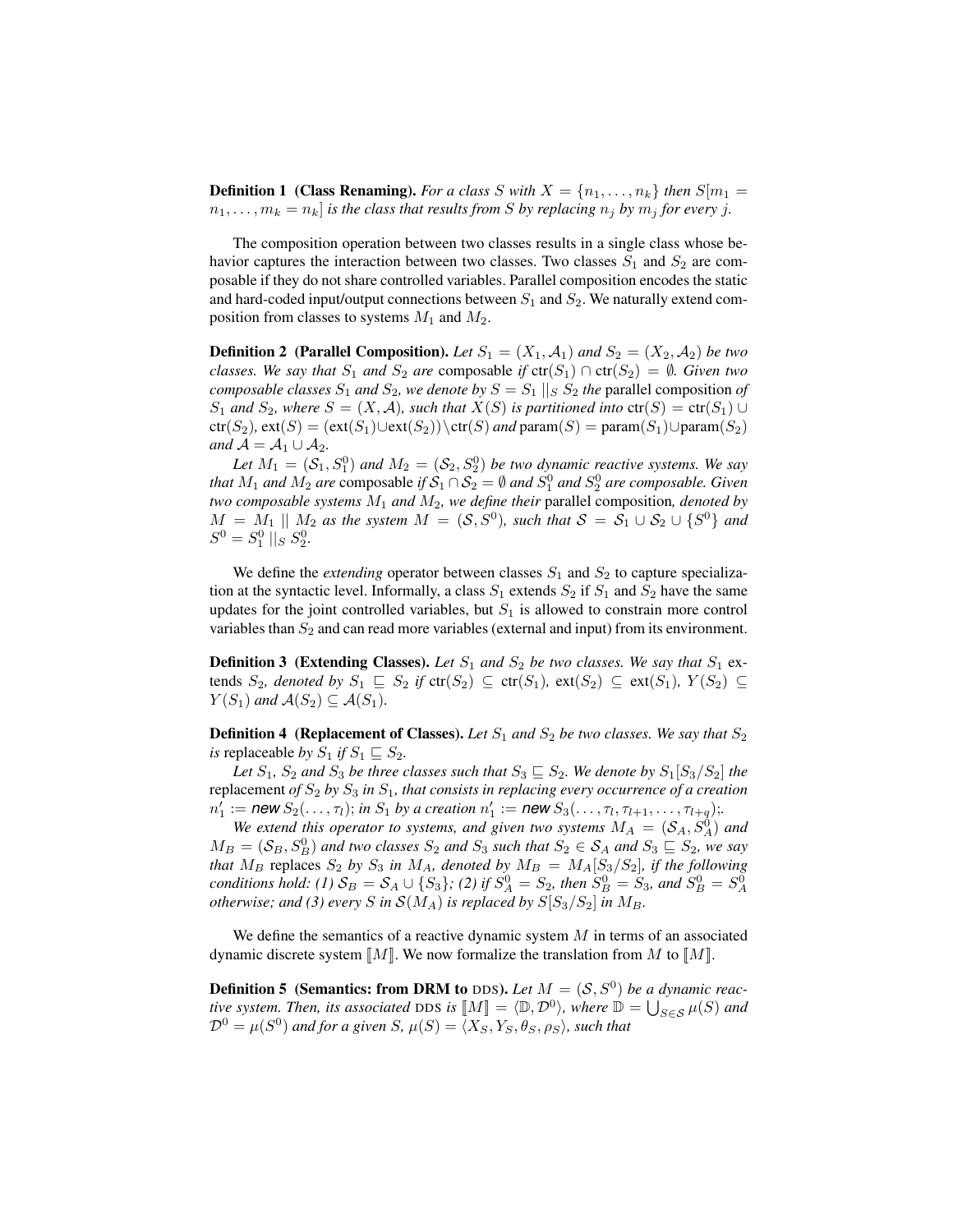**Definition 1 (Class Renaming).** *For a class $S$ with $X = \{n_1, \ldots, n_k\}$ then $S[m_1 = n_1, \ldots, m_k = n_k]$ is the class that results from $S$ by replacing $n_j$ by $m_j$ for every $j$.*

The composition operation between two classes results in a single class whose behavior captures the interaction between two classes. Two classes $S_1$ and $S_2$ are composable if they do not share controlled variables. Parallel composition encodes the static and hard-coded input/output connections between $S_1$ and $S_2$. We naturally extend composition from classes to systems $M_1$ and $M_2$.

**Definition 2 (Parallel Composition).** *Let $S_1 = (X_1, \mathcal{A}_1)$ and $S_2 = (X_2, \mathcal{A}_2)$ be two classes. We say that $S_1$ and $S_2$ are* composable *if $\text{ctr}(S_1) \cap \text{ctr}(S_2) = \emptyset$. Given two composable classes $S_1$ and $S_2$, we denote by $S = S_1 \,||_S\, S_2$ the* parallel composition *of $S_1$ and $S_2$, where $S = (X, \mathcal{A})$, such that $X(S)$ is partitioned into $\text{ctr}(S) = \text{ctr}(S_1) \cup \text{ctr}(S_2)$, $\text{ext}(S) = (\text{ext}(S_1) \cup \text{ext}(S_2)) \setminus \text{ctr}(S)$ and $\text{param}(S) = \text{param}(S_1) \cup \text{param}(S_2)$ and $\mathcal{A} = \mathcal{A}_1 \cup \mathcal{A}_2$.*

*Let $M_1 = (\mathcal{S}_1, S_1^0)$ and $M_2 = (\mathcal{S}_2, S_2^0)$ be two dynamic reactive systems. We say that $M_1$ and $M_2$ are* composable *if $\mathcal{S}_1 \cap \mathcal{S}_2 = \emptyset$ and $S_1^0$ and $S_2^0$ are composable. Given two composable systems $M_1$ and $M_2$, we define their* parallel composition*, denoted by $M = M_1 \,||\, M_2$ as the system $M = (\mathcal{S}, S^0)$, such that $\mathcal{S} = \mathcal{S}_1 \cup \mathcal{S}_2 \cup \{S^0\}$ and $S^0 = S_1^0 \,||_S\, S_2^0$.*

We define the *extending* operator between classes $S_1$ and $S_2$ to capture specialization at the syntactic level. Informally, a class $S_1$ extends $S_2$ if $S_1$ and $S_2$ have the same updates for the joint controlled variables, but $S_1$ is allowed to constrain more control variables than $S_2$ and can read more variables (external and input) from its environment.

**Definition 3 (Extending Classes).** *Let $S_1$ and $S_2$ be two classes. We say that $S_1$* extends *$S_2$, denoted by $S_1 \sqsubseteq S_2$ if $\text{ctr}(S_2) \subseteq \text{ctr}(S_1)$, $\text{ext}(S_2) \subseteq \text{ext}(S_1)$, $Y(S_2) \subseteq Y(S_1)$ and $\mathcal{A}(S_2) \subseteq \mathcal{A}(S_1)$.*

**Definition 4 (Replacement of Classes).** *Let $S_1$ and $S_2$ be two classes. We say that $S_2$ is* replaceable *by $S_1$ if $S_1 \sqsubseteq S_2$.*

*Let $S_1$, $S_2$ and $S_3$ be three classes such that $S_3 \sqsubseteq S_2$. We denote by $S_1[S_3/S_2]$ the* replacement *of $S_2$ by $S_3$ in $S_1$, that consists in replacing every occurrence of a creation $n_1' :=$ **new** $S_2(\ldots, \tau_l)$; in $S_1$ by a creation $n_1' :=$ **new** $S_3(\ldots, \tau_l, \tau_{l+1}, \ldots, \tau_{l+q})$;.*

*We extend this operator to systems, and given two systems $M_A = (\mathcal{S}_A, S_A^0)$ and $M_B = (\mathcal{S}_B, S_B^0)$ and two classes $S_2$ and $S_3$ such that $S_2 \in \mathcal{S}_A$ and $S_3 \sqsubseteq S_2$, we say that $M_B$* replaces *$S_2$ by $S_3$ in $M_A$, denoted by $M_B = M_A[S_3/S_2]$, if the following conditions hold: (1) $\mathcal{S}_B = \mathcal{S}_A \cup \{S_3\}$; (2) if $S_A^0 = S_2$, then $S_B^0 = S_3$, and $S_B^0 = S_A^0$ otherwise; and (3) every $S$ in $\mathcal{S}(M_A)$ is replaced by $S[S_3/S_2]$ in $M_B$.*

We define the semantics of a reactive dynamic system $M$ in terms of an associated dynamic discrete system $[\![M]\!]$. We now formalize the translation from $M$ to $[\![M]\!]$.

**Definition 5 (Semantics: from DRM to DDS).** *Let $M = (\mathcal{S}, S^0)$ be a dynamic reactive system. Then, its associated DDS is $[\![M]\!] = \langle \mathbb{D}, \mathcal{D}^0 \rangle$, where $\mathbb{D} = \bigcup_{S \in \mathcal{S}} \mu(S)$ and $\mathcal{D}^0 = \mu(S^0)$ and for a given $S$, $\mu(S) = \langle X_S, Y_S, \theta_S, \rho_S \rangle$, such that*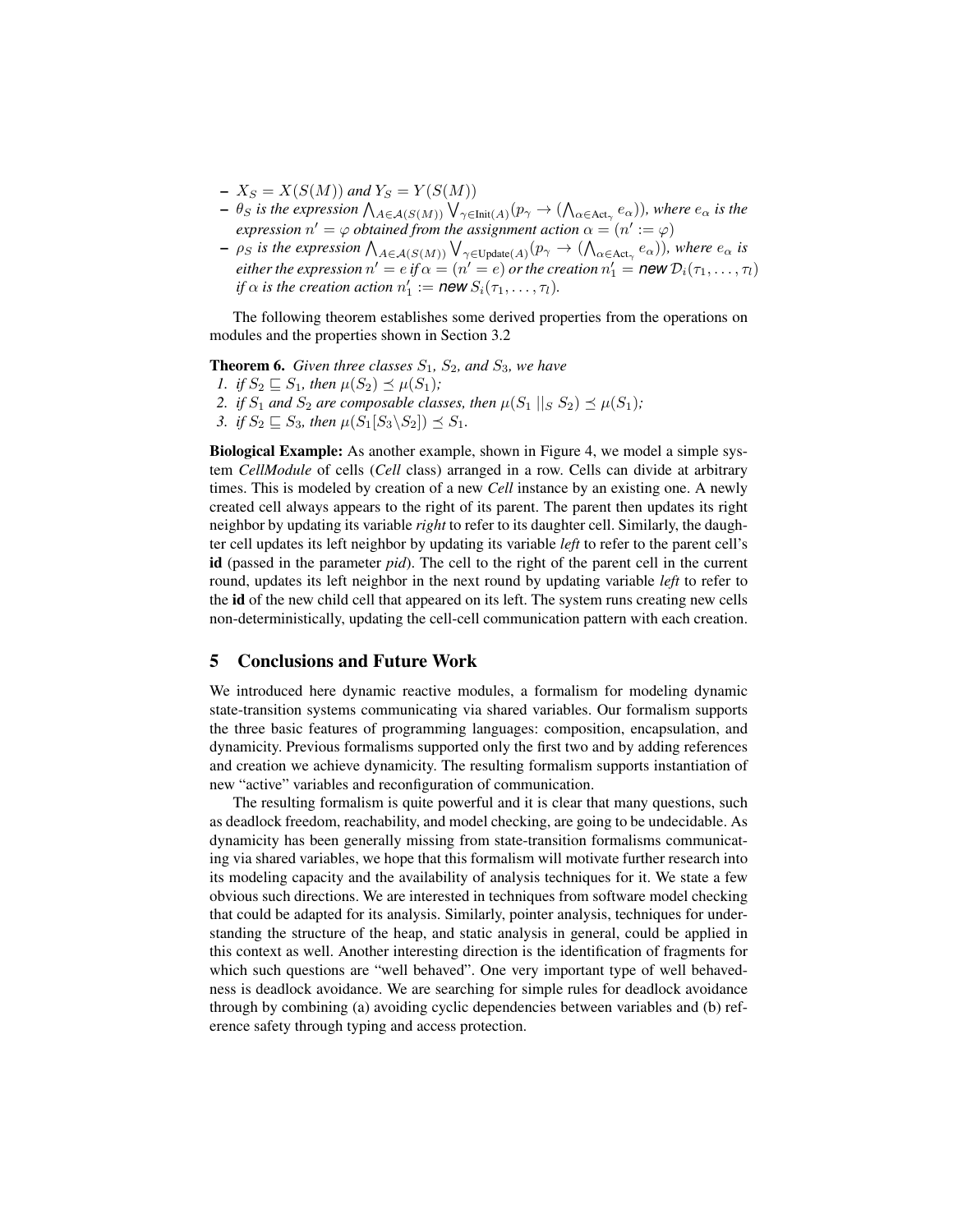- $X_S = X(S(M))$ and $Y_S = Y(S(M))$
- $\theta_S$ *is the expression* $\bigwedge_{A\in\mathcal{A}(S(M))} \bigvee_{\gamma\in\text{Init}(A)}(p_\gamma \rightarrow (\bigwedge_{\alpha\in\text{Act}_\gamma} e_\alpha))$*, where* $e_\alpha$ *is the expression* $n' = \varphi$ *obtained from the assignment action* $\alpha = (n' := \varphi)$
- $\rho_S$ *is the expression* $\bigwedge_{A\in\mathcal{A}(S(M))} \bigvee_{\gamma\in\text{Update}(A)}(p_\gamma \rightarrow (\bigwedge_{\alpha\in\text{Act}_\gamma} e_\alpha))$*, where* $e_\alpha$ *is either the expression* $n' = e$ *if* $\alpha = (n' = e)$ *or the creation* $n'_1 = \textsf{new}\ \mathcal{D}_i(\tau_1,\ldots,\tau_l)$ *if* $\alpha$ *is the creation action* $n'_1 := \textsf{new}\ S_i(\tau_1,\ldots,\tau_l)$*.*

The following theorem establishes some derived properties from the operations on modules and the properties shown in Section 3.2

**Theorem 6.** *Given three classes* $S_1$*,* $S_2$*, and* $S_3$*, we have*

1. *if* $S_2 \sqsubseteq S_1$*, then* $\mu(S_2) \preceq \mu(S_1)$*;*
2. *if* $S_1$ *and* $S_2$ *are composable classes, then* $\mu(S_1 \mid\mid_S S_2) \preceq \mu(S_1)$*;*
3. *if* $S_2 \sqsubseteq S_3$*, then* $\mu(S_1[S_3 \backslash S_2]) \preceq S_1$*.*

**Biological Example:** As another example, shown in Figure 4, we model a simple system *CellModule* of cells (*Cell* class) arranged in a row. Cells can divide at arbitrary times. This is modeled by creation of a new *Cell* instance by an existing one. A newly created cell always appears to the right of its parent. The parent then updates its right neighbor by updating its variable *right* to refer to its daughter cell. Similarly, the daughter cell updates its left neighbor by updating its variable *left* to refer to the parent cell's **id** (passed in the parameter *pid*). The cell to the right of the parent cell in the current round, updates its left neighbor in the next round by updating variable *left* to refer to the **id** of the new child cell that appeared on its left. The system runs creating new cells non-deterministically, updating the cell-cell communication pattern with each creation.

## 5 Conclusions and Future Work

We introduced here dynamic reactive modules, a formalism for modeling dynamic state-transition systems communicating via shared variables. Our formalism supports the three basic features of programming languages: composition, encapsulation, and dynamicity. Previous formalisms supported only the first two and by adding references and creation we achieve dynamicity. The resulting formalism supports instantiation of new "active" variables and reconfiguration of communication.

The resulting formalism is quite powerful and it is clear that many questions, such as deadlock freedom, reachability, and model checking, are going to be undecidable. As dynamicity has been generally missing from state-transition formalisms communicating via shared variables, we hope that this formalism will motivate further research into its modeling capacity and the availability of analysis techniques for it. We state a few obvious such directions. We are interested in techniques from software model checking that could be adapted for its analysis. Similarly, pointer analysis, techniques for understanding the structure of the heap, and static analysis in general, could be applied in this context as well. Another interesting direction is the identification of fragments for which such questions are "well behaved". One very important type of well behavedness is deadlock avoidance. We are searching for simple rules for deadlock avoidance through by combining (a) avoiding cyclic dependencies between variables and (b) reference safety through typing and access protection.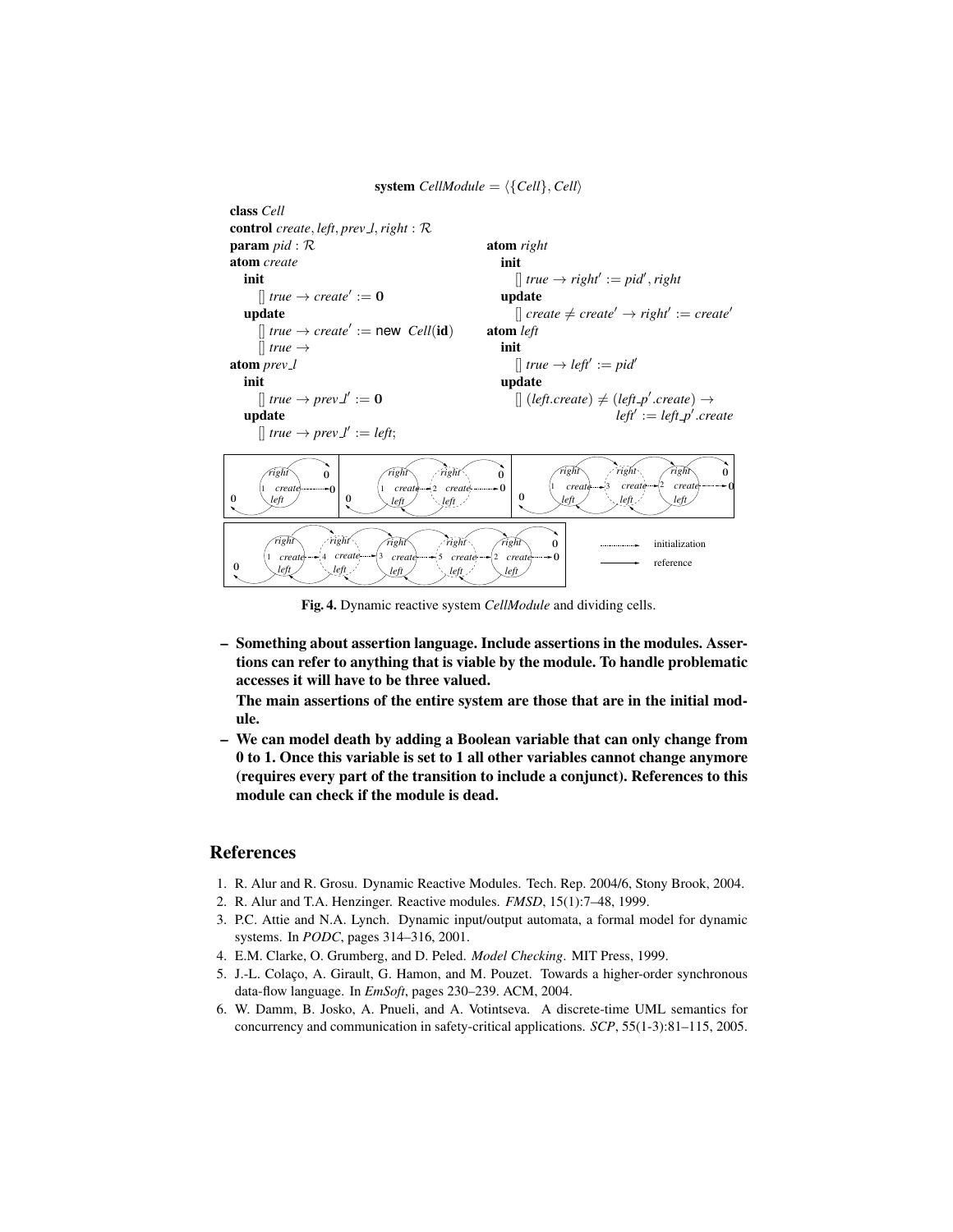**system** *CellModule* = $\langle \{Cell\}, Cell \rangle$

```
class Cell
control create, left, prev_l, right : R
param pid : R
atom create
  init
    [] true → create' := 0
  update
    [] true → create' := new Cell(id)
    [] true →
atom prev_l
  init
    [] true → prev_l' := 0
  update
    [] true → prev_l' := left;

atom right
  init
    [] true → right' := pid', right
  update
    [] create ≠ create' → right' := create'
atom left
  init
    [] true → left' := pid'
  update
    [] (left.create) ≠ (left_p'.create) →
                        left' := left_p'.create
```

**Fig. 4.** Dynamic reactive system *CellModule* and dividing cells.

– **Something about assertion language. Include assertions in the modules. Assertions can refer to anything that is viable by the module. To handle problematic accesses it will have to be three valued.**

  **The main assertions of the entire system are those that are in the initial module.**

– **We can model death by adding a Boolean variable that can only change from 0 to 1. Once this variable is set to 1 all other variables cannot change anymore (requires every part of the transition to include a conjunct). References to this module can check if the module is dead.**

## References

1. R. Alur and R. Grosu. Dynamic Reactive Modules. Tech. Rep. 2004/6, Stony Brook, 2004.
2. R. Alur and T.A. Henzinger. Reactive modules. *FMSD*, 15(1):7–48, 1999.
3. P.C. Attie and N.A. Lynch. Dynamic input/output automata, a formal model for dynamic systems. In *PODC*, pages 314–316, 2001.
4. E.M. Clarke, O. Grumberg, and D. Peled. *Model Checking*. MIT Press, 1999.
5. J.-L. Colaço, A. Girault, G. Hamon, and M. Pouzet. Towards a higher-order synchronous data-flow language. In *EmSoft*, pages 230–239. ACM, 2004.
6. W. Damm, B. Josko, A. Pnueli, and A. Votintseva. A discrete-time UML semantics for concurrency and communication in safety-critical applications. *SCP*, 55(1-3):81–115, 2005.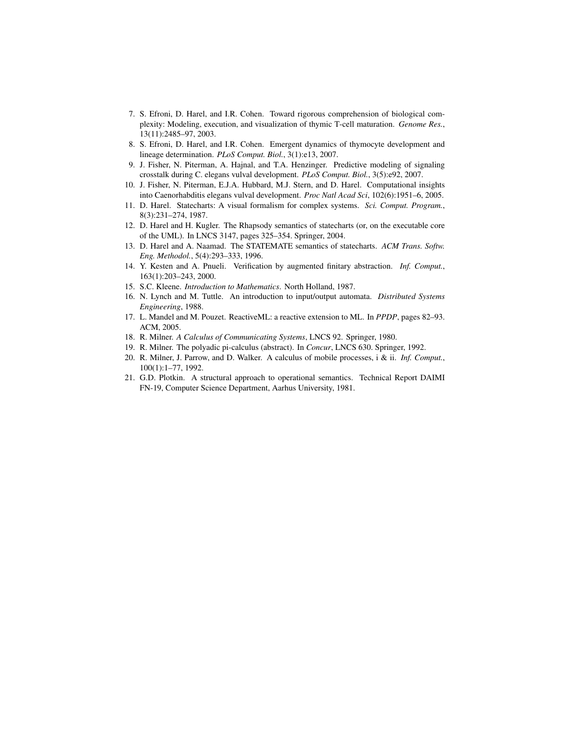7. S. Efroni, D. Harel, and I.R. Cohen. Toward rigorous comprehension of biological complexity: Modeling, execution, and visualization of thymic T-cell maturation. *Genome Res.*, 13(11):2485–97, 2003.
8. S. Efroni, D. Harel, and I.R. Cohen. Emergent dynamics of thymocyte development and lineage determination. *PLoS Comput. Biol.*, 3(1):e13, 2007.
9. J. Fisher, N. Piterman, A. Hajnal, and T.A. Henzinger. Predictive modeling of signaling crosstalk during C. elegans vulval development. *PLoS Comput. Biol.*, 3(5):e92, 2007.
10. J. Fisher, N. Piterman, E.J.A. Hubbard, M.J. Stern, and D. Harel. Computational insights into Caenorhabditis elegans vulval development. *Proc Natl Acad Sci*, 102(6):1951–6, 2005.
11. D. Harel. Statecharts: A visual formalism for complex systems. *Sci. Comput. Program.*, 8(3):231–274, 1987.
12. D. Harel and H. Kugler. The Rhapsody semantics of statecharts (or, on the executable core of the UML). In LNCS 3147, pages 325–354. Springer, 2004.
13. D. Harel and A. Naamad. The STATEMATE semantics of statecharts. *ACM Trans. Softw. Eng. Methodol.*, 5(4):293–333, 1996.
14. Y. Kesten and A. Pnueli. Verification by augmented finitary abstraction. *Inf. Comput.*, 163(1):203–243, 2000.
15. S.C. Kleene. *Introduction to Mathematics*. North Holland, 1987.
16. N. Lynch and M. Tuttle. An introduction to input/output automata. *Distributed Systems Engineering*, 1988.
17. L. Mandel and M. Pouzet. ReactiveML: a reactive extension to ML. In *PPDP*, pages 82–93. ACM, 2005.
18. R. Milner. *A Calculus of Communicating Systems*, LNCS 92. Springer, 1980.
19. R. Milner. The polyadic pi-calculus (abstract). In *Concur*, LNCS 630. Springer, 1992.
20. R. Milner, J. Parrow, and D. Walker. A calculus of mobile processes, i & ii. *Inf. Comput.*, 100(1):1–77, 1992.
21. G.D. Plotkin. A structural approach to operational semantics. Technical Report DAIMI FN-19, Computer Science Department, Aarhus University, 1981.